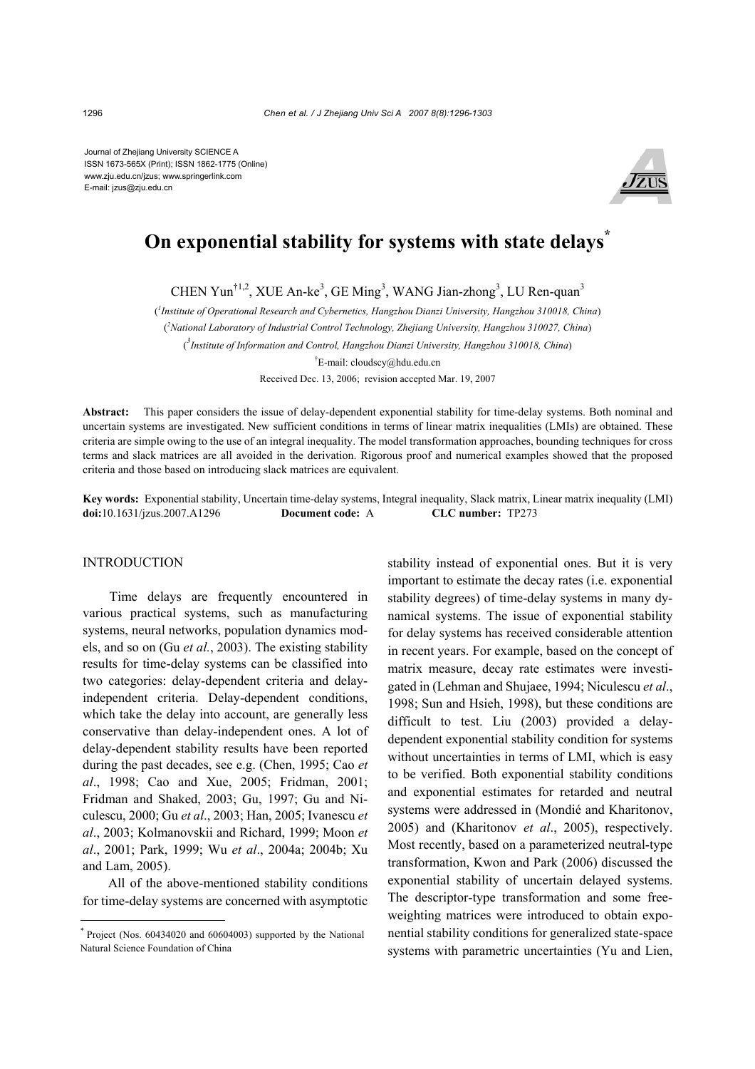Journal of Zhejiang University SCIENCE A
ISSN 1673-565X (Print); ISSN 1862-1775 (Online)
www.zju.edu.cn/jzus; www.springerlink.com
E-mail: jzus@zju.edu.cn

# On exponential stability for systems with state delays*

CHEN Yun[†1,2], XUE An-ke[3], GE Ming[3], WANG Jian-zhong[3], LU Ren-quan[3]

([1]*Institute of Operational Research and Cybernetics, Hangzhou Dianzi University, Hangzhou 310018, China*)
([2]*National Laboratory of Industrial Control Technology, Zhejiang University, Hangzhou 310027, China*)
([3]*Institute of Information and Control, Hangzhou Dianzi University, Hangzhou 310018, China*)
[†]E-mail: cloudscy@hdu.edu.cn

Received Dec. 13, 2006; revision accepted Mar. 19, 2007

**Abstract:** This paper considers the issue of delay-dependent exponential stability for time-delay systems. Both nominal and uncertain systems are investigated. New sufficient conditions in terms of linear matrix inequalities (LMIs) are obtained. These criteria are simple owing to the use of an integral inequality. The model transformation approaches, bounding techniques for cross terms and slack matrices are all avoided in the derivation. Rigorous proof and numerical examples showed that the proposed criteria and those based on introducing slack matrices are equivalent.

**Key words:** Exponential stability, Uncertain time-delay systems, Integral inequality, Slack matrix, Linear matrix inequality (LMI)
**doi:**10.1631/jzus.2007.A1296 **Document code:** A **CLC number:** TP273

## INTRODUCTION

Time delays are frequently encountered in various practical systems, such as manufacturing systems, neural networks, population dynamics models, and so on (Gu *et al.*, 2003). The existing stability results for time-delay systems can be classified into two categories: delay-dependent criteria and delay-independent criteria. Delay-dependent conditions, which take the delay into account, are generally less conservative than delay-independent ones. A lot of delay-dependent stability results have been reported during the past decades, see e.g. (Chen, 1995; Cao *et al*., 1998; Cao and Xue, 2005; Fridman, 2001; Fridman and Shaked, 2003; Gu, 1997; Gu and Niculescu, 2000; Gu *et al*., 2003; Han, 2005; Ivanescu *et al*., 2003; Kolmanovskii and Richard, 1999; Moon *et al*., 2001; Park, 1999; Wu *et al*., 2004a; 2004b; Xu and Lam, 2005).

All of the above-mentioned stability conditions for time-delay systems are concerned with asymptotic stability instead of exponential ones. But it is very important to estimate the decay rates (i.e. exponential stability degrees) of time-delay systems in many dynamical systems. The issue of exponential stability for delay systems has received considerable attention in recent years. For example, based on the concept of matrix measure, decay rate estimates were investigated in (Lehman and Shujaee, 1994; Niculescu *et al*., 1998; Sun and Hsieh, 1998), but these conditions are difficult to test. Liu (2003) provided a delay-dependent exponential stability condition for systems without uncertainties in terms of LMI, which is easy to be verified. Both exponential stability conditions and exponential estimates for retarded and neutral systems were addressed in (Mondié and Kharitonov, 2005) and (Kharitonov *et al*., 2005), respectively. Most recently, based on a parameterized neutral-type transformation, Kwon and Park (2006) discussed the exponential stability of uncertain delayed systems. The descriptor-type transformation and some free-weighting matrices were introduced to obtain exponential stability conditions for generalized state-space systems with parametric uncertainties (Yu and Lien,

---

* Project (Nos. 60434020 and 60604003) supported by the National Natural Science Foundation of China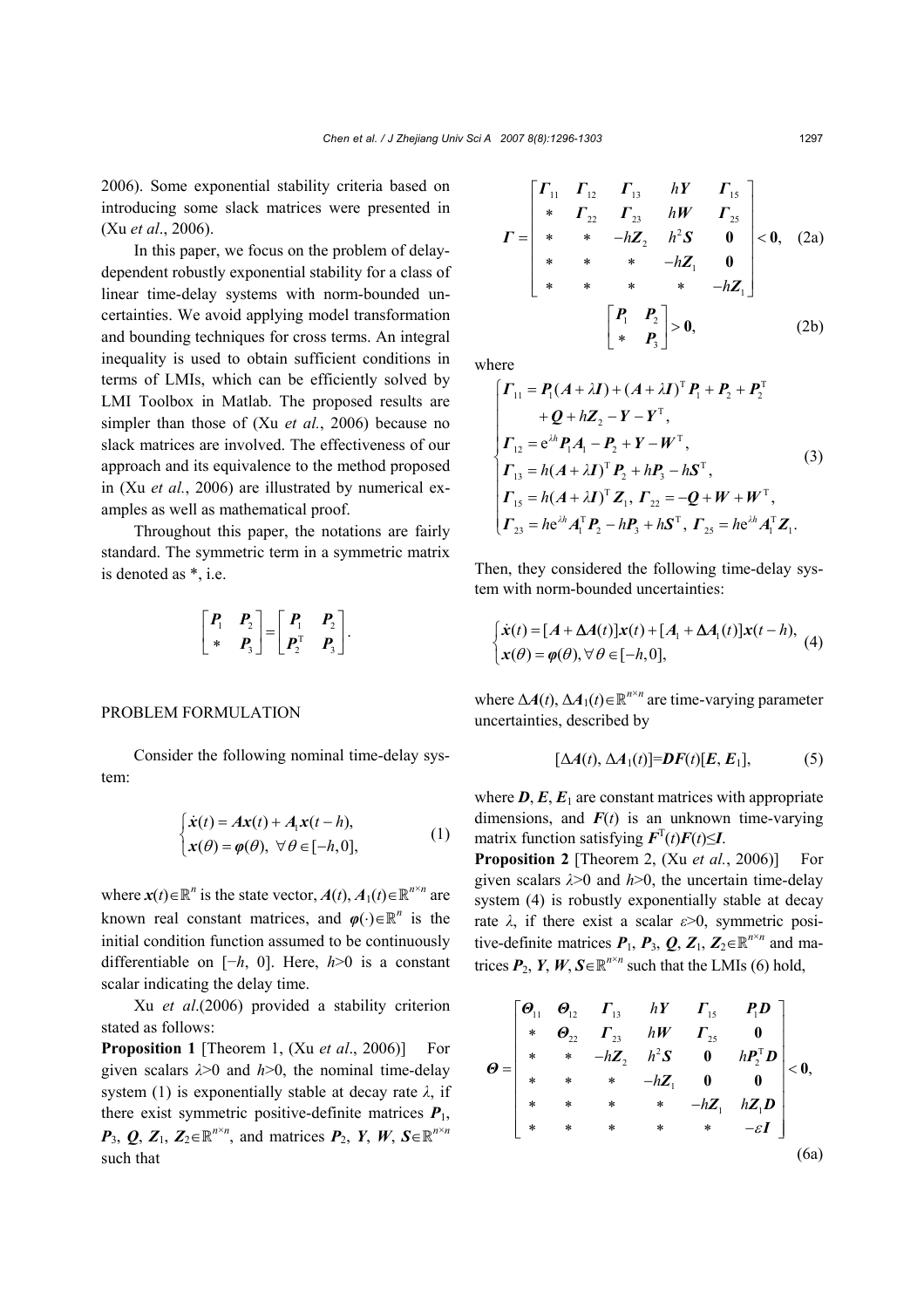2006). Some exponential stability criteria based on introducing some slack matrices were presented in (Xu *et al*., 2006).

In this paper, we focus on the problem of delay-dependent robustly exponential stability for a class of linear time-delay systems with norm-bounded uncertainties. We avoid applying model transformation and bounding techniques for cross terms. An integral inequality is used to obtain sufficient conditions in terms of LMIs, which can be efficiently solved by LMI Toolbox in Matlab. The proposed results are simpler than those of (Xu *et al*., 2006) because no slack matrices are involved. The effectiveness of our approach and its equivalence to the method proposed in (Xu *et al*., 2006) are illustrated by numerical examples as well as mathematical proof.

Throughout this paper, the notations are fairly standard. The symmetric term in a symmetric matrix is denoted as *, i.e.

$$\begin{bmatrix} \boldsymbol{P}_1 & \boldsymbol{P}_2 \\ * & \boldsymbol{P}_3 \end{bmatrix} = \begin{bmatrix} \boldsymbol{P}_1 & \boldsymbol{P}_2 \\ \boldsymbol{P}_2^{\mathrm{T}} & \boldsymbol{P}_3 \end{bmatrix}.$$

## PROBLEM FORMULATION

Consider the following nominal time-delay system:

$$\begin{cases} \dot{\boldsymbol{x}}(t) = \boldsymbol{A}\boldsymbol{x}(t) + \boldsymbol{A}_1\boldsymbol{x}(t-h), \\ \boldsymbol{x}(\theta) = \boldsymbol{\varphi}(\theta), \ \forall \theta \in [-h, 0], \end{cases} \tag{1}$$

where $\boldsymbol{x}(t) \in \mathbb{R}^n$ is the state vector, $\boldsymbol{A}(t), \boldsymbol{A}_1(t) \in \mathbb{R}^{n\times n}$ are known real constant matrices, and $\boldsymbol{\varphi}(\cdot) \in \mathbb{R}^n$ is the initial condition function assumed to be continuously differentiable on $[-h, 0]$. Here, $h>0$ is a constant scalar indicating the delay time.

Xu *et al*.(2006) provided a stability criterion stated as follows:

**Proposition 1** [Theorem 1, (Xu *et al*., 2006)] For given scalars $\lambda>0$ and $h>0$, the nominal time-delay system (1) is exponentially stable at decay rate $\lambda$, if there exist symmetric positive-definite matrices $\boldsymbol{P}_1$, $\boldsymbol{P}_3$, $\boldsymbol{Q}$, $\boldsymbol{Z}_1$, $\boldsymbol{Z}_2 \in \mathbb{R}^{n\times n}$, and matrices $\boldsymbol{P}_2$, $\boldsymbol{Y}$, $\boldsymbol{W}$, $\boldsymbol{S} \in \mathbb{R}^{n\times n}$ such that

$$\boldsymbol{\Gamma} = \begin{bmatrix} \boldsymbol{\Gamma}_{11} & \boldsymbol{\Gamma}_{12} & \boldsymbol{\Gamma}_{13} & h\boldsymbol{Y} & \boldsymbol{\Gamma}_{15} \\ * & \boldsymbol{\Gamma}_{22} & \boldsymbol{\Gamma}_{23} & h\boldsymbol{W} & \boldsymbol{\Gamma}_{25} \\ * & * & -h\boldsymbol{Z}_2 & h^2\boldsymbol{S} & \boldsymbol{0} \\ * & * & * & -h\boldsymbol{Z}_1 & \boldsymbol{0} \\ * & * & * & * & -h\boldsymbol{Z}_1 \end{bmatrix} < \boldsymbol{0}, \tag{2a}$$

$$\begin{bmatrix} \boldsymbol{P}_1 & \boldsymbol{P}_2 \\ * & \boldsymbol{P}_3 \end{bmatrix} > \boldsymbol{0}, \tag{2b}$$

where

$$\begin{cases} \boldsymbol{\Gamma}_{11} = \boldsymbol{P}_1(\boldsymbol{A}+\lambda\boldsymbol{I}) + (\boldsymbol{A}+\lambda\boldsymbol{I})^{\mathrm{T}}\boldsymbol{P}_1 + \boldsymbol{P}_2 + \boldsymbol{P}_2^{\mathrm{T}} \\ \quad + \boldsymbol{Q} + h\boldsymbol{Z}_2 - \boldsymbol{Y} - \boldsymbol{Y}^{\mathrm{T}}, \\ \boldsymbol{\Gamma}_{12} = \mathrm{e}^{\lambda h}\boldsymbol{P}_1\boldsymbol{A}_1 - \boldsymbol{P}_2 + \boldsymbol{Y} - \boldsymbol{W}^{\mathrm{T}}, \\ \boldsymbol{\Gamma}_{13} = h(\boldsymbol{A}+\lambda\boldsymbol{I})^{\mathrm{T}}\boldsymbol{P}_2 + h\boldsymbol{P}_3 - h\boldsymbol{S}^{\mathrm{T}}, \\ \boldsymbol{\Gamma}_{15} = h(\boldsymbol{A}+\lambda\boldsymbol{I})^{\mathrm{T}}\boldsymbol{Z}_1, \ \boldsymbol{\Gamma}_{22} = -\boldsymbol{Q} + \boldsymbol{W} + \boldsymbol{W}^{\mathrm{T}}, \\ \boldsymbol{\Gamma}_{23} = h\mathrm{e}^{\lambda h}\boldsymbol{A}_1^{\mathrm{T}}\boldsymbol{P}_2 - h\boldsymbol{P}_3 + h\boldsymbol{S}^{\mathrm{T}}, \ \boldsymbol{\Gamma}_{25} = h\mathrm{e}^{\lambda h}\boldsymbol{A}_1^{\mathrm{T}}\boldsymbol{Z}_1. \end{cases} \tag{3}$$

Then, they considered the following time-delay system with norm-bounded uncertainties:

$$\begin{cases} \dot{\boldsymbol{x}}(t) = [\boldsymbol{A} + \Delta\boldsymbol{A}(t)]\boldsymbol{x}(t) + [\boldsymbol{A}_1 + \Delta\boldsymbol{A}_1(t)]\boldsymbol{x}(t-h), \\ \boldsymbol{x}(\theta) = \boldsymbol{\varphi}(\theta), \forall \theta \in [-h, 0], \end{cases} \tag{4}$$

where $\Delta\boldsymbol{A}(t), \Delta\boldsymbol{A}_1(t) \in \mathbb{R}^{n\times n}$ are time-varying parameter uncertainties, described by

$$[\Delta\boldsymbol{A}(t), \Delta\boldsymbol{A}_1(t)] = \boldsymbol{D}\boldsymbol{F}(t)[\boldsymbol{E}, \boldsymbol{E}_1], \tag{5}$$

where $\boldsymbol{D}$, $\boldsymbol{E}$, $\boldsymbol{E}_1$ are constant matrices with appropriate dimensions, and $\boldsymbol{F}(t)$ is an unknown time-varying matrix function satisfying $\boldsymbol{F}^{\mathrm{T}}(t)\boldsymbol{F}(t) \le \boldsymbol{I}$.

**Proposition 2** [Theorem 2, (Xu *et al*., 2006)] For given scalars $\lambda>0$ and $h>0$, the uncertain time-delay system (4) is robustly exponentially stable at decay rate $\lambda$, if there exist a scalar $\varepsilon>0$, symmetric positive-definite matrices $\boldsymbol{P}_1$, $\boldsymbol{P}_3$, $\boldsymbol{Q}$, $\boldsymbol{Z}_1$, $\boldsymbol{Z}_2 \in \mathbb{R}^{n\times n}$ and matrices $\boldsymbol{P}_2$, $\boldsymbol{Y}$, $\boldsymbol{W}$, $\boldsymbol{S} \in \mathbb{R}^{n\times n}$ such that the LMIs (6) hold,

$$\boldsymbol{\Theta} = \begin{bmatrix} \boldsymbol{\Theta}_{11} & \boldsymbol{\Theta}_{12} & \boldsymbol{\Gamma}_{13} & h\boldsymbol{Y} & \boldsymbol{\Gamma}_{15} & \boldsymbol{P}_1\boldsymbol{D} \\ * & \boldsymbol{\Theta}_{22} & \boldsymbol{\Gamma}_{23} & h\boldsymbol{W} & \boldsymbol{\Gamma}_{25} & \boldsymbol{0} \\ * & * & -h\boldsymbol{Z}_2 & h^2\boldsymbol{S} & \boldsymbol{0} & h\boldsymbol{P}_2^{\mathrm{T}}\boldsymbol{D} \\ * & * & * & -h\boldsymbol{Z}_1 & \boldsymbol{0} & \boldsymbol{0} \\ * & * & * & * & -h\boldsymbol{Z}_1 & h\boldsymbol{Z}_1\boldsymbol{D} \\ * & * & * & * & * & -\varepsilon\boldsymbol{I} \end{bmatrix} < \boldsymbol{0}, \tag{6a}$$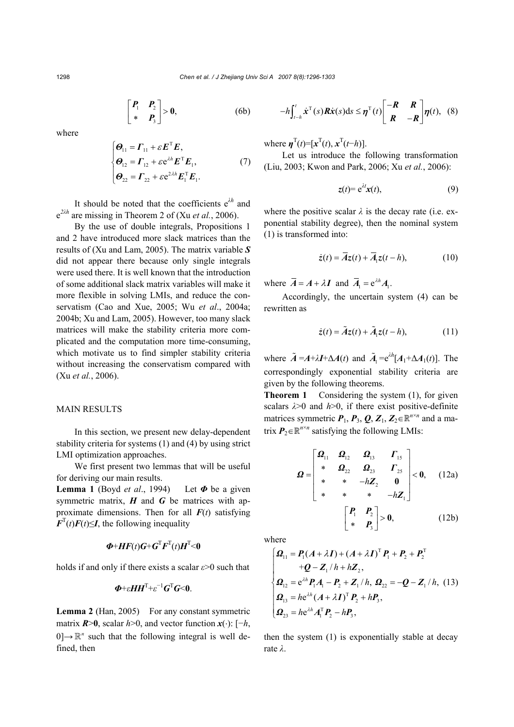$$\begin{bmatrix} \boldsymbol{P}_1 & \boldsymbol{P}_2 \\ * & \boldsymbol{P}_3 \end{bmatrix} > \boldsymbol{0}, \qquad (6b)$$

where

$$\begin{cases} \boldsymbol{\Theta}_{11} = \boldsymbol{\Gamma}_{11} + \varepsilon \boldsymbol{E}^{\mathrm{T}} \boldsymbol{E}, \\ \boldsymbol{\Theta}_{12} = \boldsymbol{\Gamma}_{12} + \varepsilon \mathrm{e}^{\lambda h} \boldsymbol{E}^{\mathrm{T}} \boldsymbol{E}_1, \\ \boldsymbol{\Theta}_{22} = \boldsymbol{\Gamma}_{22} + \varepsilon \mathrm{e}^{2\lambda h} \boldsymbol{E}_1^{\mathrm{T}} \boldsymbol{E}_1. \end{cases} \qquad (7)$$

It should be noted that the coefficients $\mathrm{e}^{\lambda h}$ and $\mathrm{e}^{2\lambda h}$ are missing in Theorem 2 of (Xu *et al.*, 2006).

By the use of double integrals, Propositions 1 and 2 have introduced more slack matrices than the results of (Xu and Lam, 2005). The matrix variable $\boldsymbol{S}$ did not appear there because only single integrals were used there. It is well known that the introduction of some additional slack matrix variables will make it more flexible in solving LMIs, and reduce the conservatism (Cao and Xue, 2005; Wu *et al*., 2004a; 2004b; Xu and Lam, 2005). However, too many slack matrices will make the stability criteria more complicated and the computation more time-consuming, which motivate us to find simpler stability criteria without increasing the conservatism compared with (Xu *et al.*, 2006).

## MAIN RESULTS

In this section, we present new delay-dependent stability criteria for systems (1) and (4) by using strict LMI optimization approaches.

We first present two lemmas that will be useful for deriving our main results.

**Lemma 1** (Boyd *et al*., 1994) Let $\boldsymbol{\Phi}$ be a given symmetric matrix, $\boldsymbol{H}$ and $\boldsymbol{G}$ be matrices with approximate dimensions. Then for all $\boldsymbol{F}(t)$ satisfying $\boldsymbol{F}^{\mathrm{T}}(t)\boldsymbol{F}(t) \le \boldsymbol{I}$, the following inequality

$$\boldsymbol{\Phi} + \boldsymbol{H}\boldsymbol{F}(t)\boldsymbol{G} + \boldsymbol{G}^{\mathrm{T}}\boldsymbol{F}^{\mathrm{T}}(t)\boldsymbol{H}^{\mathrm{T}} < \boldsymbol{0}$$

holds if and only if there exists a scalar $\varepsilon > 0$ such that

$$\boldsymbol{\Phi} + \varepsilon \boldsymbol{H}\boldsymbol{H}^{\mathrm{T}} + \varepsilon^{-1}\boldsymbol{G}^{\mathrm{T}}\boldsymbol{G} < \boldsymbol{0}.$$

**Lemma 2** (Han, 2005) For any constant symmetric matrix $\boldsymbol{R} > \boldsymbol{0}$, scalar $h > 0$, and vector function $\boldsymbol{x}(\cdot)$: $[-h, 0] \to \mathbb{R}^n$ such that the following integral is well defined, then

$$-h\int_{t-h}^{t} \dot{\boldsymbol{x}}^{\mathrm{T}}(s)\boldsymbol{R}\dot{\boldsymbol{x}}(s)\mathrm{d}s \le \boldsymbol{\eta}^{\mathrm{T}}(t)\begin{bmatrix} -\boldsymbol{R} & \boldsymbol{R} \\ \boldsymbol{R} & -\boldsymbol{R} \end{bmatrix}\boldsymbol{\eta}(t), \qquad (8)$$

where $\boldsymbol{\eta}^{\mathrm{T}}(t) = [\boldsymbol{x}^{\mathrm{T}}(t), \boldsymbol{x}^{\mathrm{T}}(t-h)]$.

Let us introduce the following transformation (Liu, 2003; Kwon and Park, 2006; Xu *et al.*, 2006):

$$\boldsymbol{z}(t) = \mathrm{e}^{\lambda t}\boldsymbol{x}(t), \qquad (9)$$

where the positive scalar $\lambda$ is the decay rate (i.e. exponential stability degree), then the nominal system (1) is transformed into:

$$\dot{\boldsymbol{z}}(t) = \bar{\boldsymbol{A}}\boldsymbol{z}(t) + \bar{\boldsymbol{A}}_1\boldsymbol{z}(t-h), \qquad (10)$$

where $\bar{\boldsymbol{A}} = \boldsymbol{A} + \lambda\boldsymbol{I}$ and $\bar{\boldsymbol{A}}_1 = \mathrm{e}^{\lambda h}\boldsymbol{A}_1$.

Accordingly, the uncertain system (4) can be rewritten as

$$\dot{\boldsymbol{z}}(t) = \tilde{\boldsymbol{A}}\boldsymbol{z}(t) + \tilde{\boldsymbol{A}}_1\boldsymbol{z}(t-h), \qquad (11)$$

where $\tilde{\boldsymbol{A}} = \boldsymbol{A} + \lambda\boldsymbol{I} + \Delta\boldsymbol{A}(t)$ and $\tilde{\boldsymbol{A}}_1 = \mathrm{e}^{\lambda h}[\boldsymbol{A}_1 + \Delta\boldsymbol{A}_1(t)]$. The correspondingly exponential stability criteria are given by the following theorems.

**Theorem 1** Considering the system (1), for given scalars $\lambda > 0$ and $h > 0$, if there exist positive-definite matrices symmetric $\boldsymbol{P}_1$, $\boldsymbol{P}_3$, $\boldsymbol{Q}$, $\boldsymbol{Z}_1$, $\boldsymbol{Z}_2 \in \mathbb{R}^{n\times n}$ and a matrix $\boldsymbol{P}_2 \in \mathbb{R}^{n\times n}$ satisfying the following LMIs:

$$\boldsymbol{\Omega} = \begin{bmatrix} \boldsymbol{\Omega}_{11} & \boldsymbol{\Omega}_{12} & \boldsymbol{\Omega}_{13} & \boldsymbol{\Gamma}_{15} \\ * & \boldsymbol{\Omega}_{22} & \boldsymbol{\Omega}_{23} & \boldsymbol{\Gamma}_{25} \\ * & * & -h\boldsymbol{Z}_2 & \boldsymbol{0} \\ * & * & * & -h\boldsymbol{Z}_1 \end{bmatrix} < \boldsymbol{0}, \qquad (12a)$$

$$\begin{bmatrix} \boldsymbol{P}_1 & \boldsymbol{P}_2 \\ * & \boldsymbol{P}_3 \end{bmatrix} > \boldsymbol{0}, \qquad (12b)$$

where

$$\begin{cases} \boldsymbol{\Omega}_{11} = \boldsymbol{P}_1(\boldsymbol{A} + \lambda\boldsymbol{I}) + (\boldsymbol{A} + \lambda\boldsymbol{I})^{\mathrm{T}}\boldsymbol{P}_1 + \boldsymbol{P}_2 + \boldsymbol{P}_2^{\mathrm{T}} \\ \qquad + \boldsymbol{Q} - \boldsymbol{Z}_1/h + h\boldsymbol{Z}_2, \\ \boldsymbol{\Omega}_{12} = \mathrm{e}^{\lambda h}\boldsymbol{P}_1\boldsymbol{A}_1 - \boldsymbol{P}_2 + \boldsymbol{Z}_1/h, \ \boldsymbol{\Omega}_{22} = -\boldsymbol{Q} - \boldsymbol{Z}_1/h, \\ \boldsymbol{\Omega}_{13} = h\mathrm{e}^{\lambda h}(\boldsymbol{A} + \lambda\boldsymbol{I})^{\mathrm{T}}\boldsymbol{P}_2 + h\boldsymbol{P}_3, \\ \boldsymbol{\Omega}_{23} = h\mathrm{e}^{\lambda h}\boldsymbol{A}_1^{\mathrm{T}}\boldsymbol{P}_2 - h\boldsymbol{P}_3, \end{cases} \qquad (13)$$

then the system (1) is exponentially stable at decay rate $\lambda$.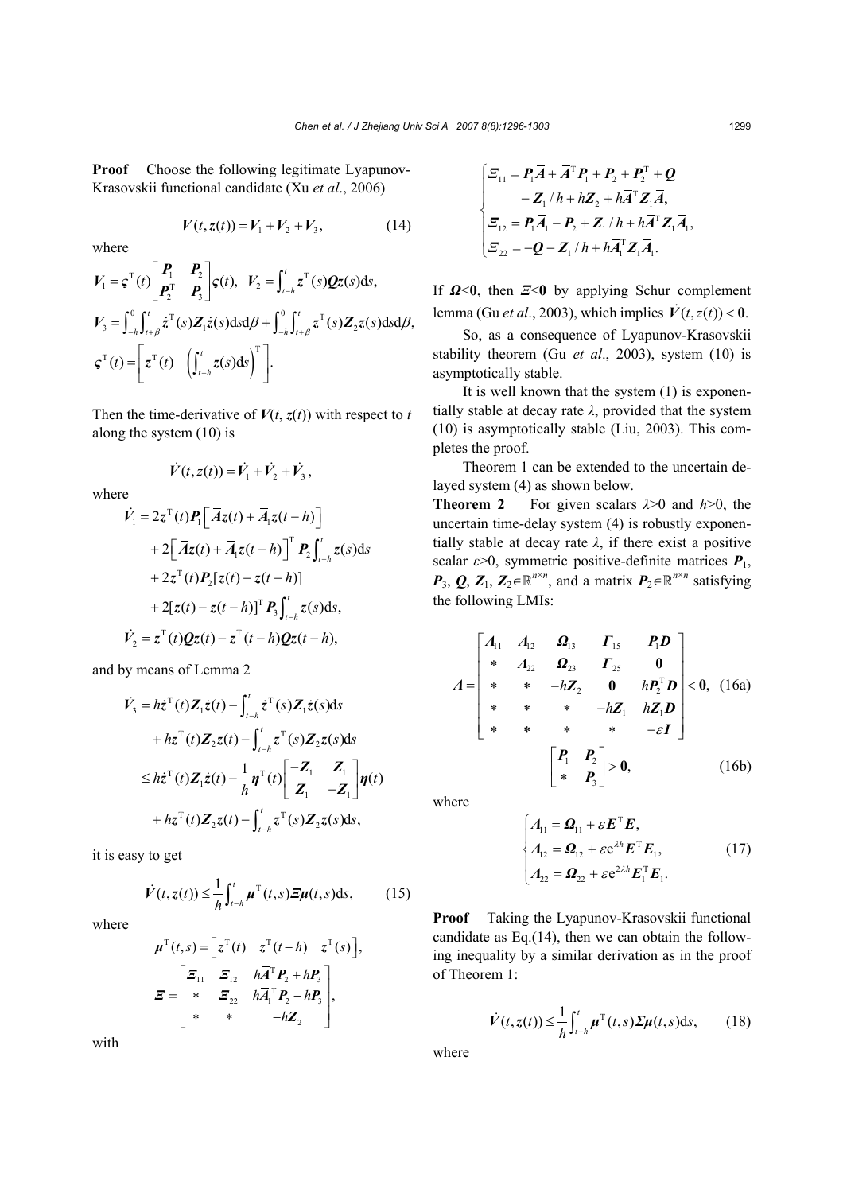**Proof** Choose the following legitimate Lyapunov-Krasovskii functional candidate (Xu *et al*., 2006)

$$\boldsymbol{V}(t,\boldsymbol{z}(t)) = \boldsymbol{V}_1 + \boldsymbol{V}_2 + \boldsymbol{V}_3, \tag{14}$$

where

$$\boldsymbol{V}_1 = \boldsymbol{\varsigma}^{\mathrm{T}}(t)\begin{bmatrix} \boldsymbol{P}_1 & \boldsymbol{P}_2 \\ \boldsymbol{P}_2^{\mathrm{T}} & \boldsymbol{P}_3 \end{bmatrix}\boldsymbol{\varsigma}(t),\ \ \boldsymbol{V}_2 = \int_{t-h}^{t} \boldsymbol{z}^{\mathrm{T}}(s)\boldsymbol{Q}\boldsymbol{z}(s)\mathrm{d}s,$$

$$\boldsymbol{V}_3 = \int_{-h}^{0}\int_{t+\beta}^{t} \dot{\boldsymbol{z}}^{\mathrm{T}}(s)\boldsymbol{Z}_1\dot{\boldsymbol{z}}(s)\mathrm{d}s\mathrm{d}\beta + \int_{-h}^{0}\int_{t+\beta}^{t} \boldsymbol{z}^{\mathrm{T}}(s)\boldsymbol{Z}_2\boldsymbol{z}(s)\mathrm{d}s\mathrm{d}\beta,$$

$$\boldsymbol{\varsigma}^{\mathrm{T}}(t) = \begin{bmatrix} \boldsymbol{z}^{\mathrm{T}}(t) & \left(\int_{t-h}^{t}\boldsymbol{z}(s)\mathrm{d}s\right)^{\mathrm{T}} \end{bmatrix}.$$

Then the time-derivative of $\boldsymbol{V}(t, \boldsymbol{z}(t))$ with respect to $t$ along the system (10) is

$$\dot{\boldsymbol{V}}(t,\boldsymbol{z}(t)) = \dot{\boldsymbol{V}}_1 + \dot{\boldsymbol{V}}_2 + \dot{\boldsymbol{V}}_3,$$

where

$$\begin{aligned}
\dot{\boldsymbol{V}}_1 &= 2\boldsymbol{z}^{\mathrm{T}}(t)\boldsymbol{P}_1\left[\bar{\boldsymbol{A}}\boldsymbol{z}(t) + \bar{\boldsymbol{A}}_1\boldsymbol{z}(t-h)\right] \\
&\quad + 2\left[\bar{\boldsymbol{A}}\boldsymbol{z}(t) + \bar{\boldsymbol{A}}_1\boldsymbol{z}(t-h)\right]^{\mathrm{T}}\boldsymbol{P}_2\int_{t-h}^{t}\boldsymbol{z}(s)\mathrm{d}s \\
&\quad + 2\boldsymbol{z}^{\mathrm{T}}(t)\boldsymbol{P}_2[\boldsymbol{z}(t) - \boldsymbol{z}(t-h)] \\
&\quad + 2[\boldsymbol{z}(t) - \boldsymbol{z}(t-h)]^{\mathrm{T}}\boldsymbol{P}_3\int_{t-h}^{t}\boldsymbol{z}(s)\mathrm{d}s, \\
\dot{\boldsymbol{V}}_2 &= \boldsymbol{z}^{\mathrm{T}}(t)\boldsymbol{Q}\boldsymbol{z}(t) - \boldsymbol{z}^{\mathrm{T}}(t-h)\boldsymbol{Q}\boldsymbol{z}(t-h),
\end{aligned}$$

and by means of Lemma 2

$$\begin{aligned}
\dot{\boldsymbol{V}}_3 &= h\dot{\boldsymbol{z}}^{\mathrm{T}}(t)\boldsymbol{Z}_1\dot{\boldsymbol{z}}(t) - \int_{t-h}^{t}\dot{\boldsymbol{z}}^{\mathrm{T}}(s)\boldsymbol{Z}_1\dot{\boldsymbol{z}}(s)\mathrm{d}s \\
&\quad + h\boldsymbol{z}^{\mathrm{T}}(t)\boldsymbol{Z}_2\boldsymbol{z}(t) - \int_{t-h}^{t}\boldsymbol{z}^{\mathrm{T}}(s)\boldsymbol{Z}_2\boldsymbol{z}(s)\mathrm{d}s \\
&\le h\dot{\boldsymbol{z}}^{\mathrm{T}}(t)\boldsymbol{Z}_1\dot{\boldsymbol{z}}(t) - \frac{1}{h}\boldsymbol{\eta}^{\mathrm{T}}(t)\begin{bmatrix} -\boldsymbol{Z}_1 & \boldsymbol{Z}_1 \\ \boldsymbol{Z}_1 & -\boldsymbol{Z}_1 \end{bmatrix}\boldsymbol{\eta}(t) \\
&\quad + h\boldsymbol{z}^{\mathrm{T}}(t)\boldsymbol{Z}_2\boldsymbol{z}(t) - \int_{t-h}^{t}\boldsymbol{z}^{\mathrm{T}}(s)\boldsymbol{Z}_2\boldsymbol{z}(s)\mathrm{d}s,
\end{aligned}$$

it is easy to get

$$\dot{\boldsymbol{V}}(t,\boldsymbol{z}(t)) \le \frac{1}{h}\int_{t-h}^{t}\boldsymbol{\mu}^{\mathrm{T}}(t,s)\boldsymbol{\Xi}\boldsymbol{\mu}(t,s)\mathrm{d}s, \tag{15}$$

where

$$\boldsymbol{\mu}^{\mathrm{T}}(t,s) = \begin{bmatrix} \boldsymbol{z}^{\mathrm{T}}(t) & \boldsymbol{z}^{\mathrm{T}}(t-h) & \boldsymbol{z}^{\mathrm{T}}(s) \end{bmatrix},$$

$$\boldsymbol{\Xi} = \begin{bmatrix} \boldsymbol{\Xi}_{11} & \boldsymbol{\Xi}_{12} & h\bar{\boldsymbol{A}}^{\mathrm{T}}\boldsymbol{P}_2 + h\boldsymbol{P}_3 \\ * & \boldsymbol{\Xi}_{22} & h\bar{\boldsymbol{A}}_1^{\mathrm{T}}\boldsymbol{P}_2 - h\boldsymbol{P}_3 \\ * & * & -h\boldsymbol{Z}_2 \end{bmatrix},$$

with

$$\begin{cases}
\boldsymbol{\Xi}_{11} = \boldsymbol{P}_1\bar{\boldsymbol{A}} + \bar{\boldsymbol{A}}^{\mathrm{T}}\boldsymbol{P}_1 + \boldsymbol{P}_2 + \boldsymbol{P}_2^{\mathrm{T}} + \boldsymbol{Q} \\
\quad\quad - \boldsymbol{Z}_1/h + h\boldsymbol{Z}_2 + h\bar{\boldsymbol{A}}^{\mathrm{T}}\boldsymbol{Z}_1\bar{\boldsymbol{A}}, \\
\boldsymbol{\Xi}_{12} = \boldsymbol{P}_1\bar{\boldsymbol{A}}_1 - \boldsymbol{P}_2 + \boldsymbol{Z}_1/h + h\bar{\boldsymbol{A}}^{\mathrm{T}}\boldsymbol{Z}_1\bar{\boldsymbol{A}}_1, \\
\boldsymbol{\Xi}_{22} = -\boldsymbol{Q} - \boldsymbol{Z}_1/h + h\bar{\boldsymbol{A}}_1^{\mathrm{T}}\boldsymbol{Z}_1\bar{\boldsymbol{A}}_1.
\end{cases}$$

If $\boldsymbol{\Omega}<\boldsymbol{0}$, then $\boldsymbol{\Xi}<\boldsymbol{0}$ by applying Schur complement lemma (Gu *et al*., 2003), which implies $\dot{\boldsymbol{V}}(t,\boldsymbol{z}(t)) < \boldsymbol{0}$.

So, as a consequence of Lyapunov-Krasovskii stability theorem (Gu *et al*., 2003), system (10) is asymptotically stable.

It is well known that the system (1) is exponentially stable at decay rate $\lambda$, provided that the system (10) is asymptotically stable (Liu, 2003). This completes the proof.

Theorem 1 can be extended to the uncertain delayed system (4) as shown below.

**Theorem 2** For given scalars $\lambda>0$ and $h>0$, the uncertain time-delay system (4) is robustly exponentially stable at decay rate $\lambda$, if there exist a positive scalar $\varepsilon>0$, symmetric positive-definite matrices $\boldsymbol{P}_1$, $\boldsymbol{P}_3$, $\boldsymbol{Q}$, $\boldsymbol{Z}_1$, $\boldsymbol{Z}_2\in\mathbb{R}^{n\times n}$, and a matrix $\boldsymbol{P}_2\in\mathbb{R}^{n\times n}$ satisfying the following LMIs:

$$\boldsymbol{\Lambda} = \begin{bmatrix}
\boldsymbol{\Lambda}_{11} & \boldsymbol{\Lambda}_{12} & \boldsymbol{\Omega}_{13} & \boldsymbol{\Gamma}_{15} & \boldsymbol{P}_1\boldsymbol{D} \\
* & \boldsymbol{\Lambda}_{22} & \boldsymbol{\Omega}_{23} & \boldsymbol{\Gamma}_{25} & \boldsymbol{0} \\
* & * & -h\boldsymbol{Z}_2 & \boldsymbol{0} & h\boldsymbol{P}_2^{\mathrm{T}}\boldsymbol{D} \\
* & * & * & -h\boldsymbol{Z}_1 & h\boldsymbol{Z}_1\boldsymbol{D} \\
* & * & * & * & -\varepsilon\boldsymbol{I}
\end{bmatrix} < \boldsymbol{0}, \tag{16a}$$

$$\begin{bmatrix} \boldsymbol{P}_1 & \boldsymbol{P}_2 \\ * & \boldsymbol{P}_3 \end{bmatrix} > \boldsymbol{0}, \tag{16b}$$

where

$$\begin{cases}
\boldsymbol{\Lambda}_{11} = \boldsymbol{\Omega}_{11} + \varepsilon\boldsymbol{E}^{\mathrm{T}}\boldsymbol{E}, \\
\boldsymbol{\Lambda}_{12} = \boldsymbol{\Omega}_{12} + \varepsilon\mathrm{e}^{\lambda h}\boldsymbol{E}^{\mathrm{T}}\boldsymbol{E}_1, \\
\boldsymbol{\Lambda}_{22} = \boldsymbol{\Omega}_{22} + \varepsilon\mathrm{e}^{2\lambda h}\boldsymbol{E}_1^{\mathrm{T}}\boldsymbol{E}_1.
\end{cases} \tag{17}$$

**Proof** Taking the Lyapunov-Krasovskii functional candidate as Eq.(14), then we can obtain the following inequality by a similar derivation as in the proof of Theorem 1:

$$\dot{\boldsymbol{V}}(t,\boldsymbol{z}(t)) \le \frac{1}{h}\int_{t-h}^{t}\boldsymbol{\mu}^{\mathrm{T}}(t,s)\boldsymbol{\Sigma}\boldsymbol{\mu}(t,s)\mathrm{d}s, \tag{18}$$

where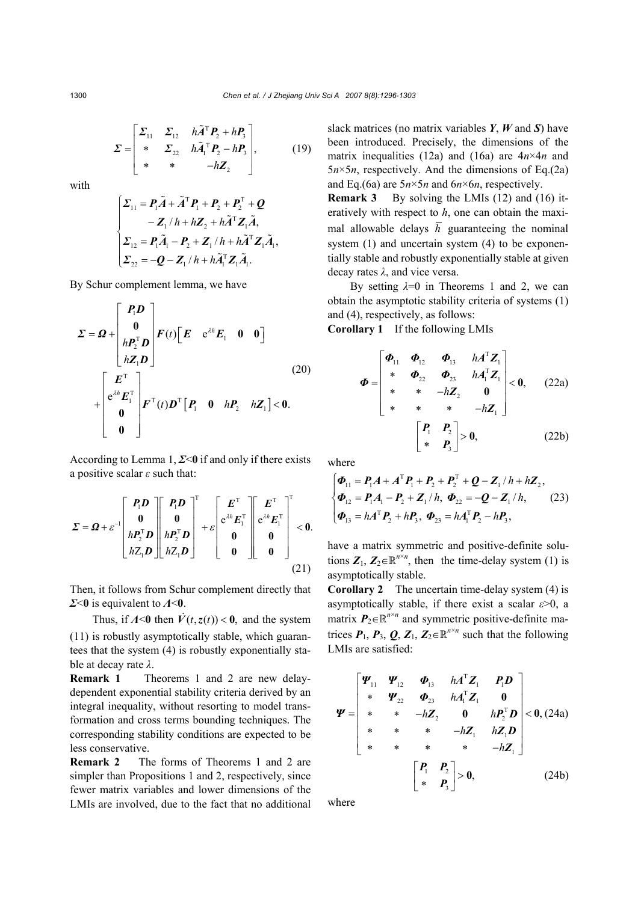$$
\boldsymbol{\Sigma}=\begin{bmatrix}\boldsymbol{\Sigma}_{11} & \boldsymbol{\Sigma}_{12} & h\tilde{\boldsymbol{A}}^{\mathrm{T}}\boldsymbol{P}_2+h\boldsymbol{P}_3\\ * & \boldsymbol{\Sigma}_{22} & h\tilde{\boldsymbol{A}}_1^{\mathrm{T}}\boldsymbol{P}_2-h\boldsymbol{P}_3\\ * & * & -h\boldsymbol{Z}_2\end{bmatrix}, \tag{19}
$$

with

$$
\begin{cases}\boldsymbol{\Sigma}_{11}=\boldsymbol{P}_1\tilde{\boldsymbol{A}}+\tilde{\boldsymbol{A}}^{\mathrm{T}}\boldsymbol{P}_1+\boldsymbol{P}_2+\boldsymbol{P}_2^{\mathrm{T}}+\boldsymbol{Q}\\ \qquad -\boldsymbol{Z}_1/h+h\boldsymbol{Z}_2+h\tilde{\boldsymbol{A}}^{\mathrm{T}}\boldsymbol{Z}_1\tilde{\boldsymbol{A}},\\ \boldsymbol{\Sigma}_{12}=\boldsymbol{P}_1\tilde{\boldsymbol{A}}_1-\boldsymbol{P}_2+\boldsymbol{Z}_1/h+h\tilde{\boldsymbol{A}}^{\mathrm{T}}\boldsymbol{Z}_1\tilde{\boldsymbol{A}}_1,\\ \boldsymbol{\Sigma}_{22}=-\boldsymbol{Q}-\boldsymbol{Z}_1/h+h\tilde{\boldsymbol{A}}_1^{\mathrm{T}}\boldsymbol{Z}_1\tilde{\boldsymbol{A}}_1.\end{cases}
$$

By Schur complement lemma, we have

$$
\boldsymbol{\Sigma}=\boldsymbol{\Omega}+\begin{bmatrix}\boldsymbol{P}_1\boldsymbol{D}\\ \boldsymbol{0}\\ h\boldsymbol{P}_2^{\mathrm{T}}\boldsymbol{D}\\ h\boldsymbol{Z}_1\boldsymbol{D}\end{bmatrix}\boldsymbol{F}(t)\begin{bmatrix}\boldsymbol{E} & \mathrm{e}^{\lambda h}\boldsymbol{E}_1 & \boldsymbol{0} & \boldsymbol{0}\end{bmatrix}
+\begin{bmatrix}\boldsymbol{E}^{\mathrm{T}}\\ \mathrm{e}^{\lambda h}\boldsymbol{E}_1^{\mathrm{T}}\\ \boldsymbol{0}\\ \boldsymbol{0}\end{bmatrix}\boldsymbol{F}^{\mathrm{T}}(t)\boldsymbol{D}^{\mathrm{T}}\begin{bmatrix}\boldsymbol{P}_1 & \boldsymbol{0} & h\boldsymbol{P}_2 & h\boldsymbol{Z}_1\end{bmatrix}<\boldsymbol{0}. \tag{20}
$$

According to Lemma 1, $\boldsymbol{\Sigma}<\boldsymbol{0}$ if and only if there exists a positive scalar $\varepsilon$ such that:

$$
\boldsymbol{\Sigma}=\boldsymbol{\Omega}+\varepsilon^{-1}\begin{bmatrix}\boldsymbol{P}_1\boldsymbol{D}\\ \boldsymbol{0}\\ h\boldsymbol{P}_2^{\mathrm{T}}\boldsymbol{D}\\ hZ_1\boldsymbol{D}\end{bmatrix}\begin{bmatrix}\boldsymbol{P}_1\boldsymbol{D}\\ \boldsymbol{0}\\ h\boldsymbol{P}_2^{\mathrm{T}}\boldsymbol{D}\\ hZ_1\boldsymbol{D}\end{bmatrix}^{\mathrm{T}}+\varepsilon\begin{bmatrix}\boldsymbol{E}^{\mathrm{T}}\\ \mathrm{e}^{\lambda h}\boldsymbol{E}_1^{\mathrm{T}}\\ \boldsymbol{0}\\ \boldsymbol{0}\end{bmatrix}\begin{bmatrix}\boldsymbol{E}^{\mathrm{T}}\\ \mathrm{e}^{\lambda h}\boldsymbol{E}_1^{\mathrm{T}}\\ \boldsymbol{0}\\ \boldsymbol{0}\end{bmatrix}^{\mathrm{T}}<\boldsymbol{0}. \tag{21}
$$

Then, it follows from Schur complement directly that $\boldsymbol{\Sigma}<\boldsymbol{0}$ is equivalent to $\boldsymbol{\Lambda}<\boldsymbol{0}$.

Thus, if $\boldsymbol{\Lambda}<\boldsymbol{0}$ then $\dot{V}(t,\boldsymbol{z}(t))<\boldsymbol{0}$, and the system (11) is robustly asymptotically stable, which guarantees that the system (4) is robustly exponentially stable at decay rate $\lambda$.

**Remark 1** Theorems 1 and 2 are new delay-dependent exponential stability criteria derived by an integral inequality, without resorting to model transformation and cross terms bounding techniques. The corresponding stability conditions are expected to be less conservative.

**Remark 2** The forms of Theorems 1 and 2 are simpler than Propositions 1 and 2, respectively, since fewer matrix variables and lower dimensions of the LMIs are involved, due to the fact that no additional slack matrices (no matrix variables $\boldsymbol{Y}$, $\boldsymbol{W}$ and $\boldsymbol{S}$) have been introduced. Precisely, the dimensions of the matrix inequalities (12a) and (16a) are $4n\times4n$ and $5n\times5n$, respectively. And the dimensions of Eq.(2a) and Eq.(6a) are $5n\times5n$ and $6n\times6n$, respectively.

**Remark 3** By solving the LMIs (12) and (16) iteratively with respect to $h$, one can obtain the maximal allowable delays $\overline{h}$ guaranteeing the nominal system (1) and uncertain system (4) to be exponentially stable and robustly exponentially stable at given decay rates $\lambda$, and vice versa.

By setting $\lambda=0$ in Theorems 1 and 2, we can obtain the asymptotic stability criteria of systems (1) and (4), respectively, as follows:

**Corollary 1** If the following LMIs

$$
\boldsymbol{\Phi}=\begin{bmatrix}\boldsymbol{\Phi}_{11} & \boldsymbol{\Phi}_{12} & \boldsymbol{\Phi}_{13} & h\boldsymbol{A}^{\mathrm{T}}\boldsymbol{Z}_1\\ * & \boldsymbol{\Phi}_{22} & \boldsymbol{\Phi}_{23} & h\boldsymbol{A}_1^{\mathrm{T}}\boldsymbol{Z}_1\\ * & * & -h\boldsymbol{Z}_2 & \boldsymbol{0}\\ * & * & * & -h\boldsymbol{Z}_1\end{bmatrix}<\boldsymbol{0}, \tag{22a}
$$

$$
\begin{bmatrix}\boldsymbol{P}_1 & \boldsymbol{P}_2\\ * & \boldsymbol{P}_3\end{bmatrix}>\boldsymbol{0}, \tag{22b}
$$

where

$$
\begin{cases}\boldsymbol{\Phi}_{11}=\boldsymbol{P}_1\boldsymbol{A}+\boldsymbol{A}^{\mathrm{T}}\boldsymbol{P}_1+\boldsymbol{P}_2+\boldsymbol{P}_2^{\mathrm{T}}+\boldsymbol{Q}-\boldsymbol{Z}_1/h+h\boldsymbol{Z}_2,\\ \boldsymbol{\Phi}_{12}=\boldsymbol{P}_1\boldsymbol{A}_1-\boldsymbol{P}_2+\boldsymbol{Z}_1/h,\ \boldsymbol{\Phi}_{22}=-\boldsymbol{Q}-\boldsymbol{Z}_1/h,\\ \boldsymbol{\Phi}_{13}=h\boldsymbol{A}^{\mathrm{T}}\boldsymbol{P}_2+h\boldsymbol{P}_3,\ \boldsymbol{\Phi}_{23}=h\boldsymbol{A}_1^{\mathrm{T}}\boldsymbol{P}_2-h\boldsymbol{P}_3,\end{cases} \tag{23}
$$

have a matrix symmetric and positive-definite solutions $\boldsymbol{Z}_1, \boldsymbol{Z}_2\in\mathbb{R}^{n\times n}$, then the time-delay system (1) is asymptotically stable.

**Corollary 2** The uncertain time-delay system (4) is asymptotically stable, if there exist a scalar $\varepsilon>0$, a matrix $\boldsymbol{P}_2\in\mathbb{R}^{n\times n}$ and symmetric positive-definite matrices $\boldsymbol{P}_1, \boldsymbol{P}_3, \boldsymbol{Q}, \boldsymbol{Z}_1, \boldsymbol{Z}_2\in\mathbb{R}^{n\times n}$ such that the following LMIs are satisfied:

$$
\boldsymbol{\Psi}=\begin{bmatrix}\boldsymbol{\Psi}_{11} & \boldsymbol{\Psi}_{12} & \boldsymbol{\Phi}_{13} & h\boldsymbol{A}^{\mathrm{T}}\boldsymbol{Z}_1 & \boldsymbol{P}_1\boldsymbol{D}\\ * & \boldsymbol{\Psi}_{22} & \boldsymbol{\Phi}_{23} & h\boldsymbol{A}_1^{\mathrm{T}}\boldsymbol{Z}_1 & \boldsymbol{0}\\ * & * & -h\boldsymbol{Z}_2 & \boldsymbol{0} & h\boldsymbol{P}_2^{\mathrm{T}}\boldsymbol{D}\\ * & * & * & -h\boldsymbol{Z}_1 & h\boldsymbol{Z}_1\boldsymbol{D}\\ * & * & * & * & -h\boldsymbol{Z}_1\end{bmatrix}<\boldsymbol{0}, \tag{24a}
$$

$$
\begin{bmatrix}\boldsymbol{P}_1 & \boldsymbol{P}_2\\ * & \boldsymbol{P}_3\end{bmatrix}>\boldsymbol{0}, \tag{24b}
$$

where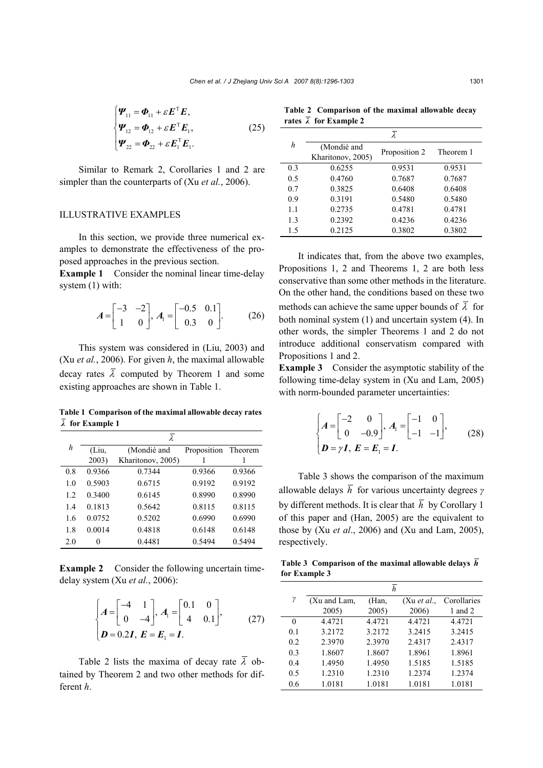$$
\begin{cases}
\boldsymbol{\Psi}_{11} = \boldsymbol{\Phi}_{11} + \varepsilon \boldsymbol{E}^{\mathrm{T}} \boldsymbol{E}, \\
\boldsymbol{\Psi}_{12} = \boldsymbol{\Phi}_{12} + \varepsilon \boldsymbol{E}^{\mathrm{T}} \boldsymbol{E}_1, \\
\boldsymbol{\Psi}_{22} = \boldsymbol{\Phi}_{22} + \varepsilon \boldsymbol{E}_1^{\mathrm{T}} \boldsymbol{E}_1.
\end{cases} \tag{25}
$$

Similar to Remark 2, Corollaries 1 and 2 are simpler than the counterparts of (Xu *et al.*, 2006).

## ILLUSTRATIVE EXAMPLES

In this section, we provide three numerical examples to demonstrate the effectiveness of the proposed approaches in the previous section.

**Example 1** Consider the nominal linear time-delay system (1) with:

$$
\boldsymbol{A} = \begin{bmatrix} -3 & -2 \\ 1 & 0 \end{bmatrix}, \ \boldsymbol{A}_1 = \begin{bmatrix} -0.5 & 0.1 \\ 0.3 & 0 \end{bmatrix}. \tag{26}
$$

This system was considered in (Liu, 2003) and (Xu *et al.*, 2006). For given $h$, the maximal allowable decay rates $\bar{\lambda}$ computed by Theorem 1 and some existing approaches are shown in Table 1.

**Table 1 Comparison of the maximal allowable decay rates $\bar{\lambda}$ for Example 1**

| $h$ | $\bar{\lambda}$ | | | |
|---|---|---|---|---|
| | (Liu, 2003) | (Mondié and Kharitonov, 2005) | Proposition 1 | Theorem 1 |
| 0.8 | 0.9366 | 0.7344 | 0.9366 | 0.9366 |
| 1.0 | 0.5903 | 0.6715 | 0.9192 | 0.9192 |
| 1.2 | 0.3400 | 0.6145 | 0.8990 | 0.8990 |
| 1.4 | 0.1813 | 0.5642 | 0.8115 | 0.8115 |
| 1.6 | 0.0752 | 0.5202 | 0.6990 | 0.6990 |
| 1.8 | 0.0014 | 0.4818 | 0.6148 | 0.6148 |
| 2.0 | 0 | 0.4481 | 0.5494 | 0.5494 |

**Example 2** Consider the following uncertain time-delay system (Xu *et al.*, 2006):

$$
\begin{cases}
\boldsymbol{A} = \begin{bmatrix} -4 & 1 \\ 0 & -4 \end{bmatrix}, \ \boldsymbol{A}_1 = \begin{bmatrix} 0.1 & 0 \\ 4 & 0.1 \end{bmatrix}, \\
\boldsymbol{D} = 0.2\boldsymbol{I}, \ \boldsymbol{E} = \boldsymbol{E}_1 = \boldsymbol{I}.
\end{cases} \tag{27}
$$

Table 2 lists the maxima of decay rate $\bar{\lambda}$ obtained by Theorem 2 and two other methods for different $h$.

**Table 2 Comparison of the maximal allowable decay rates $\bar{\lambda}$ for Example 2**

| $h$ | $\bar{\lambda}$ | | |
|---|---|---|---|
| | (Mondié and Kharitonov, 2005) | Proposition 2 | Theorem 1 |
| 0.3 | 0.6255 | 0.9531 | 0.9531 |
| 0.5 | 0.4760 | 0.7687 | 0.7687 |
| 0.7 | 0.3825 | 0.6408 | 0.6408 |
| 0.9 | 0.3191 | 0.5480 | 0.5480 |
| 1.1 | 0.2735 | 0.4781 | 0.4781 |
| 1.3 | 0.2392 | 0.4236 | 0.4236 |
| 1.5 | 0.2125 | 0.3802 | 0.3802 |

It indicates that, from the above two examples, Propositions 1, 2 and Theorems 1, 2 are both less conservative than some other methods in the literature. On the other hand, the conditions based on these two methods can achieve the same upper bounds of $\bar{\lambda}$ for both nominal system (1) and uncertain system (4). In other words, the simpler Theorems 1 and 2 do not introduce additional conservatism compared with Propositions 1 and 2.

**Example 3** Consider the asymptotic stability of the following time-delay system in (Xu and Lam, 2005) with norm-bounded parameter uncertainties:

$$
\begin{cases}
\boldsymbol{A} = \begin{bmatrix} -2 & 0 \\ 0 & -0.9 \end{bmatrix}, \ \boldsymbol{A}_1 = \begin{bmatrix} -1 & 0 \\ -1 & -1 \end{bmatrix}, \\
\boldsymbol{D} = \gamma \boldsymbol{I}, \ \boldsymbol{E} = \boldsymbol{E}_1 = \boldsymbol{I}.
\end{cases} \tag{28}
$$

Table 3 shows the comparison of the maximum allowable delays $\bar{h}$ for various uncertainty degrees $\gamma$ by different methods. It is clear that $\bar{h}$ by Corollary 1 of this paper and (Han, 2005) are the equivalent to those by (Xu *et al*., 2006) and (Xu and Lam, 2005), respectively.

**Table 3 Comparison of the maximal allowable delays $\bar{h}$ for Example 3**

| $\gamma$ | $\bar{h}$ | | | |
|---|---|---|---|---|
| | (Xu and Lam, 2005) | (Han, 2005) | (Xu *et al.*, 2006) | Corollaries 1 and 2 |
| 0 | 4.4721 | 4.4721 | 4.4721 | 4.4721 |
| 0.1 | 3.2172 | 3.2172 | 3.2415 | 3.2415 |
| 0.2 | 2.3970 | 2.3970 | 2.4317 | 2.4317 |
| 0.3 | 1.8607 | 1.8607 | 1.8961 | 1.8961 |
| 0.4 | 1.4950 | 1.4950 | 1.5185 | 1.5185 |
| 0.5 | 1.2310 | 1.2310 | 1.2374 | 1.2374 |
| 0.6 | 1.0181 | 1.0181 | 1.0181 | 1.0181 |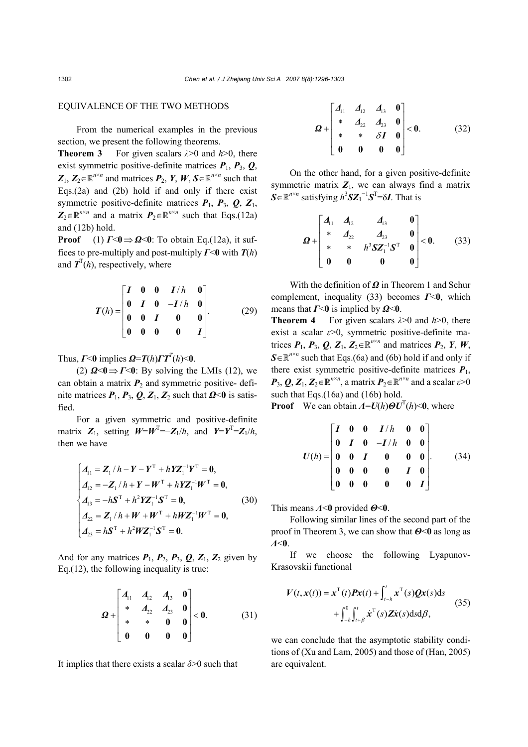## EQUIVALENCE OF THE TWO METHODS

From the numerical examples in the previous section, we present the following theorems.

**Theorem 3** For given scalars $\lambda>0$ and $h>0$, there exist symmetric positive-definite matrices $\boldsymbol{P}_1$, $\boldsymbol{P}_3$, $\boldsymbol{Q}$, $\boldsymbol{Z}_1$, $\boldsymbol{Z}_2\in\mathbb{R}^{n\times n}$ and matrices $\boldsymbol{P}_2$, $\boldsymbol{Y}$, $\boldsymbol{W}$, $\boldsymbol{S}\in\mathbb{R}^{n\times n}$ such that Eqs.(2a) and (2b) hold if and only if there exist symmetric positive-definite matrices $\boldsymbol{P}_1$, $\boldsymbol{P}_3$, $\boldsymbol{Q}$, $\boldsymbol{Z}_1$, $\boldsymbol{Z}_2\in\mathbb{R}^{n\times n}$ and a matrix $\boldsymbol{P}_2\in\mathbb{R}^{n\times n}$ such that Eqs.(12a) and (12b) hold.

**Proof** (1) $\boldsymbol{\Gamma}<\boldsymbol{0}\Rightarrow\boldsymbol{\Omega}<\boldsymbol{0}$: To obtain Eq.(12a), it suffices to pre-multiply and post-multiply $\boldsymbol{\Gamma}<\boldsymbol{0}$ with $\boldsymbol{T}(h)$ and $\boldsymbol{T}^{\mathrm{T}}(h)$, respectively, where

$$
\boldsymbol{T}(h)=\begin{bmatrix}\boldsymbol{I} & \boldsymbol{0} & \boldsymbol{0} & \boldsymbol{I}/h & \boldsymbol{0}\\ \boldsymbol{0} & \boldsymbol{I} & \boldsymbol{0} & -\boldsymbol{I}/h & \boldsymbol{0}\\ \boldsymbol{0} & \boldsymbol{0} & \boldsymbol{I} & \boldsymbol{0} & \boldsymbol{0}\\ \boldsymbol{0} & \boldsymbol{0} & \boldsymbol{0} & \boldsymbol{0} & \boldsymbol{I}\end{bmatrix}. \tag{29}
$$

Thus, $\boldsymbol{\Gamma}<\boldsymbol{0}$ implies $\boldsymbol{\Omega}=\boldsymbol{T}(h)\boldsymbol{\Gamma}\boldsymbol{T}^{T}(h)<\boldsymbol{0}$.

(2) $\boldsymbol{\Omega}<\boldsymbol{0}\Rightarrow\boldsymbol{\Gamma}<\boldsymbol{0}$: By solving the LMIs (12), we can obtain a matrix $\boldsymbol{P}_2$ and symmetric positive-definite matrices $\boldsymbol{P}_1$, $\boldsymbol{P}_3$, $\boldsymbol{Q}$, $\boldsymbol{Z}_1$, $\boldsymbol{Z}_2$ such that $\boldsymbol{\Omega}<\boldsymbol{0}$ is satisfied.

For a given symmetric and positive-definite matrix $\boldsymbol{Z}_1$, setting $\boldsymbol{W}=\boldsymbol{W}^{\mathrm{T}}=-\boldsymbol{Z}_1/h$, and $\boldsymbol{Y}=\boldsymbol{Y}^{\mathrm{T}}=\boldsymbol{Z}_1/h$, then we have

$$
\begin{cases}
\boldsymbol{\Delta}_{11}=\boldsymbol{Z}_1/h-\boldsymbol{Y}-\boldsymbol{Y}^{\mathrm{T}}+h\boldsymbol{Y}\boldsymbol{Z}_1^{-1}\boldsymbol{Y}^{\mathrm{T}}=\boldsymbol{0},\\
\boldsymbol{\Delta}_{12}=-\boldsymbol{Z}_1/h+\boldsymbol{Y}-\boldsymbol{W}^{\mathrm{T}}+h\boldsymbol{Y}\boldsymbol{Z}_1^{-1}\boldsymbol{W}^{\mathrm{T}}=\boldsymbol{0},\\
\boldsymbol{\Delta}_{13}=-h\boldsymbol{S}^{\mathrm{T}}+h^2\boldsymbol{Y}\boldsymbol{Z}_1^{-1}\boldsymbol{S}^{\mathrm{T}}=\boldsymbol{0},\\
\boldsymbol{\Delta}_{22}=\boldsymbol{Z}_1/h+\boldsymbol{W}+\boldsymbol{W}^{\mathrm{T}}+h\boldsymbol{W}\boldsymbol{Z}_1^{-1}\boldsymbol{W}^{\mathrm{T}}=\boldsymbol{0},\\
\boldsymbol{\Delta}_{23}=h\boldsymbol{S}^{\mathrm{T}}+h^2\boldsymbol{W}\boldsymbol{Z}_1^{-1}\boldsymbol{S}^{\mathrm{T}}=\boldsymbol{0}.
\end{cases} \tag{30}
$$

And for any matrices $\boldsymbol{P}_1$, $\boldsymbol{P}_2$, $\boldsymbol{P}_3$, $\boldsymbol{Q}$, $\boldsymbol{Z}_1$, $\boldsymbol{Z}_2$ given by Eq.(12), the following inequality is true:

$$
\boldsymbol{\Omega}+\begin{bmatrix}\boldsymbol{\Delta}_{11} & \boldsymbol{\Delta}_{12} & \boldsymbol{\Delta}_{13} & \boldsymbol{0}\\ * & \boldsymbol{\Delta}_{22} & \boldsymbol{\Delta}_{23} & \boldsymbol{0}\\ * & * & \boldsymbol{0} & \boldsymbol{0}\\ \boldsymbol{0} & \boldsymbol{0} & \boldsymbol{0} & \boldsymbol{0}\end{bmatrix}<\boldsymbol{0}. \tag{31}
$$

It implies that there exists a scalar $\delta>0$ such that

$$
\boldsymbol{\Omega}+\begin{bmatrix}\boldsymbol{\Delta}_{11} & \boldsymbol{\Delta}_{12} & \boldsymbol{\Delta}_{13} & \boldsymbol{0}\\ * & \boldsymbol{\Delta}_{22} & \boldsymbol{\Delta}_{23} & \boldsymbol{0}\\ * & * & \delta\boldsymbol{I} & \boldsymbol{0}\\ \boldsymbol{0} & \boldsymbol{0} & \boldsymbol{0} & \boldsymbol{0}\end{bmatrix}<\boldsymbol{0}. \tag{32}
$$

On the other hand, for a given positive-definite symmetric matrix $\boldsymbol{Z}_1$, we can always find a matrix $\boldsymbol{S}\in\mathbb{R}^{n\times n}$ satisfying $h^3\boldsymbol{S}\boldsymbol{Z}_1^{-1}\boldsymbol{S}^{\mathrm{T}}=\delta\boldsymbol{I}$. That is

$$
\boldsymbol{\Omega}+\begin{bmatrix}\boldsymbol{\Delta}_{11} & \boldsymbol{\Delta}_{12} & \boldsymbol{\Delta}_{13} & \boldsymbol{0}\\ * & \boldsymbol{\Delta}_{22} & \boldsymbol{\Delta}_{23} & \boldsymbol{0}\\ * & * & h^3\boldsymbol{S}\boldsymbol{Z}_1^{-1}\boldsymbol{S}^{\mathrm{T}} & \boldsymbol{0}\\ \boldsymbol{0} & \boldsymbol{0} & \boldsymbol{0} & \boldsymbol{0}\end{bmatrix}<\boldsymbol{0}. \tag{33}
$$

With the definition of $\boldsymbol{\Omega}$ in Theorem 1 and Schur complement, inequality (33) becomes $\boldsymbol{\Gamma}<\boldsymbol{0}$, which means that $\boldsymbol{\Gamma}<\boldsymbol{0}$ is implied by $\boldsymbol{\Omega}<\boldsymbol{0}$.

**Theorem 4** For given scalars $\lambda>0$ and $h>0$, there exist a scalar $\varepsilon>0$, symmetric positive-definite matrices $\boldsymbol{P}_1$, $\boldsymbol{P}_3$, $\boldsymbol{Q}$, $\boldsymbol{Z}_1$, $\boldsymbol{Z}_2\in\mathbb{R}^{n\times n}$ and matrices $\boldsymbol{P}_2$, $\boldsymbol{Y}$, $\boldsymbol{W}$, $\boldsymbol{S}\in\mathbb{R}^{n\times n}$ such that Eqs.(6a) and (6b) hold if and only if there exist symmetric positive-definite matrices $\boldsymbol{P}_1$, $\boldsymbol{P}_3$, $\boldsymbol{Q}$, $\boldsymbol{Z}_1$, $\boldsymbol{Z}_2\in\mathbb{R}^{n\times n}$, a matrix $\boldsymbol{P}_2\in\mathbb{R}^{n\times n}$ and a scalar $\varepsilon>0$ such that Eqs.(16a) and (16b) hold.

**Proof** We can obtain $\boldsymbol{\Lambda}=\boldsymbol{U}(h)\boldsymbol{\Theta}\boldsymbol{U}^{\mathrm{T}}(h)<\boldsymbol{0}$, where

$$
\boldsymbol{U}(h)=\begin{bmatrix}\boldsymbol{I} & \boldsymbol{0} & \boldsymbol{0} & \boldsymbol{I}/h & \boldsymbol{0} & \boldsymbol{0}\\ \boldsymbol{0} & \boldsymbol{I} & \boldsymbol{0} & -\boldsymbol{I}/h & \boldsymbol{0} & \boldsymbol{0}\\ \boldsymbol{0} & \boldsymbol{0} & \boldsymbol{I} & \boldsymbol{0} & \boldsymbol{0} & \boldsymbol{0}\\ \boldsymbol{0} & \boldsymbol{0} & \boldsymbol{0} & \boldsymbol{0} & \boldsymbol{I} & \boldsymbol{0}\\ \boldsymbol{0} & \boldsymbol{0} & \boldsymbol{0} & \boldsymbol{0} & \boldsymbol{0} & \boldsymbol{I}\end{bmatrix}. \tag{34}
$$

This means $\boldsymbol{\Lambda}<\boldsymbol{0}$ provided $\boldsymbol{\Theta}<\boldsymbol{0}$.

Following similar lines of the second part of the proof in Theorem 3, we can show that $\boldsymbol{\Theta}<\boldsymbol{0}$ as long as $\boldsymbol{\Lambda}<\boldsymbol{0}$.

If we choose the following Lyapunov-Krasovskii functional

$$
\boldsymbol{V}(t,\boldsymbol{x}(t))=\boldsymbol{x}^{\mathrm{T}}(t)\boldsymbol{P}\boldsymbol{x}(t)+\int_{t-h}^{t}\boldsymbol{x}^{\mathrm{T}}(s)\boldsymbol{Q}\boldsymbol{x}(s)\mathrm{d}s+\int_{-h}^{0}\int_{t+\beta}^{t}\dot{\boldsymbol{x}}^{\mathrm{T}}(s)\boldsymbol{Z}\dot{\boldsymbol{x}}(s)\mathrm{d}s\mathrm{d}\beta, \tag{35}
$$

we can conclude that the asymptotic stability conditions of (Xu and Lam, 2005) and those of (Han, 2005) are equivalent.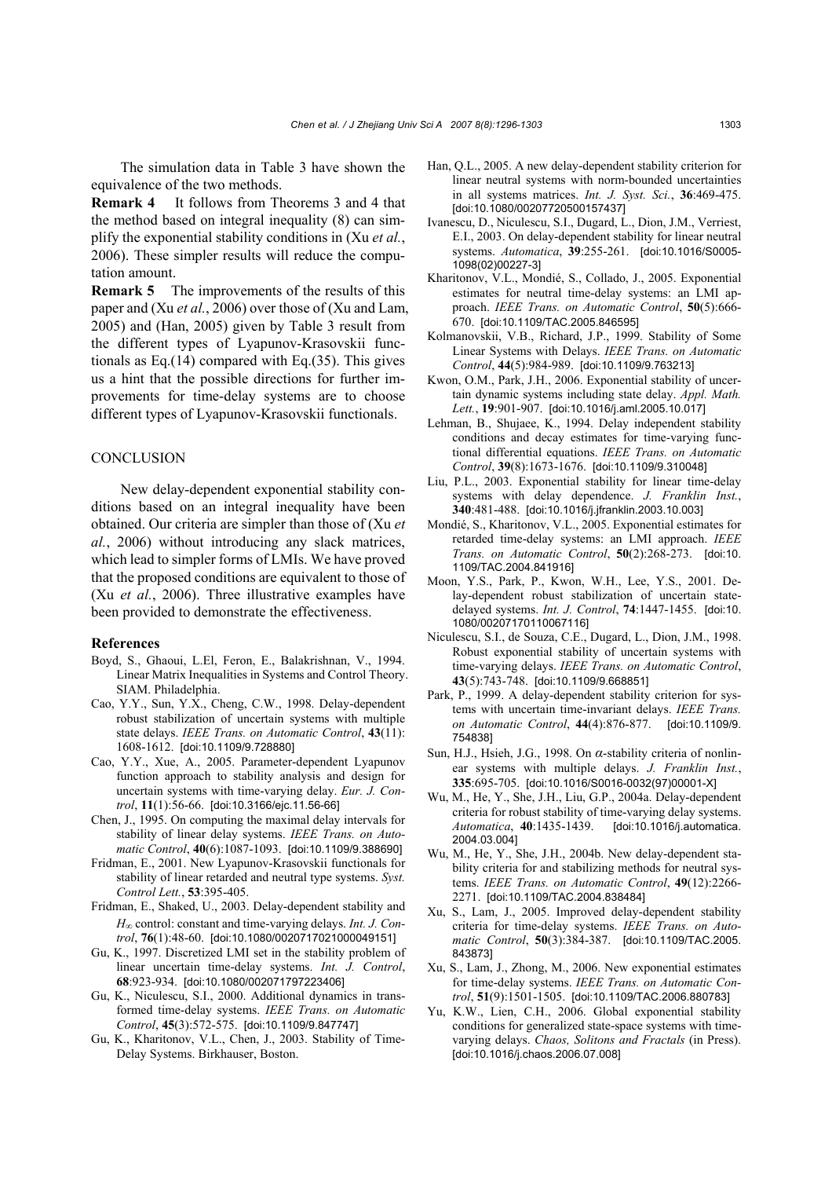The simulation data in Table 3 have shown the equivalence of the two methods.

**Remark 4** It follows from Theorems 3 and 4 that the method based on integral inequality (8) can simplify the exponential stability conditions in (Xu *et al.*, 2006). These simpler results will reduce the computation amount.

**Remark 5** The improvements of the results of this paper and (Xu *et al.*, 2006) over those of (Xu and Lam, 2005) and (Han, 2005) given by Table 3 result from the different types of Lyapunov-Krasovskii functionals as Eq.(14) compared with Eq.(35). This gives us a hint that the possible directions for further improvements for time-delay systems are to choose different types of Lyapunov-Krasovskii functionals.

## CONCLUSION

New delay-dependent exponential stability conditions based on an integral inequality have been obtained. Our criteria are simpler than those of (Xu *et al.*, 2006) without introducing any slack matrices, which lead to simpler forms of LMIs. We have proved that the proposed conditions are equivalent to those of (Xu *et al.*, 2006). Three illustrative examples have been provided to demonstrate the effectiveness.

## References

Boyd, S., Ghaoui, L.El, Feron, E., Balakrishnan, V., 1994. Linear Matrix Inequalities in Systems and Control Theory. SIAM. Philadelphia.

Cao, Y.Y., Sun, Y.X., Cheng, C.W., 1998. Delay-dependent robust stabilization of uncertain systems with multiple state delays. *IEEE Trans. on Automatic Control*, **43**(11): 1608-1612. [doi:10.1109/9.728880]

Cao, Y.Y., Xue, A., 2005. Parameter-dependent Lyapunov function approach to stability analysis and design for uncertain systems with time-varying delay. *Eur. J. Control*, **11**(1):56-66. [doi:10.3166/ejc.11.56-66]

Chen, J., 1995. On computing the maximal delay intervals for stability of linear delay systems. *IEEE Trans. on Automatic Control*, **40**(6):1087-1093. [doi:10.1109/9.388690]

Fridman, E., 2001. New Lyapunov-Krasovskii functionals for stability of linear retarded and neutral type systems. *Syst. Control Lett.*, **53**:395-405.

Fridman, E., Shaked, U., 2003. Delay-dependent stability and $H_\infty$ control: constant and time-varying delays. *Int. J. Control*, **76**(1):48-60. [doi:10.1080/0020717021000049151]

Gu, K., 1997. Discretized LMI set in the stability problem of linear uncertain time-delay systems. *Int. J. Control*, **68**:923-934. [doi:10.1080/002071797223406]

Gu, K., Niculescu, S.I., 2000. Additional dynamics in transformed time-delay systems. *IEEE Trans. on Automatic Control*, **45**(3):572-575. [doi:10.1109/9.847747]

Gu, K., Kharitonov, V.L., Chen, J., 2003. Stability of Time-Delay Systems. Birkhauser, Boston.

Han, Q.L., 2005. A new delay-dependent stability criterion for linear neutral systems with norm-bounded uncertainties in all systems matrices. *Int. J. Syst. Sci.*, **36**:469-475. [doi:10.1080/00207720500157437]

Ivanescu, D., Niculescu, S.I., Dugard, L., Dion, J.M., Verriest, E.I., 2003. On delay-dependent stability for linear neutral systems. *Automatica*, **39**:255-261. [doi:10.1016/S0005-1098(02)00227-3]

Kharitonov, V.L., Mondié, S., Collado, J., 2005. Exponential estimates for neutral time-delay systems: an LMI approach. *IEEE Trans. on Automatic Control*, **50**(5):666-670. [doi:10.1109/TAC.2005.846595]

Kolmanovskii, V.B., Richard, J.P., 1999. Stability of Some Linear Systems with Delays. *IEEE Trans. on Automatic Control*, **44**(5):984-989. [doi:10.1109/9.763213]

Kwon, O.M., Park, J.H., 2006. Exponential stability of uncertain dynamic systems including state delay. *Appl. Math. Lett.*, **19**:901-907. [doi:10.1016/j.aml.2005.10.017]

Lehman, B., Shujaee, K., 1994. Delay independent stability conditions and decay estimates for time-varying functional differential equations. *IEEE Trans. on Automatic Control*, **39**(8):1673-1676. [doi:10.1109/9.310048]

Liu, P.L., 2003. Exponential stability for linear time-delay systems with delay dependence. *J. Franklin Inst.*, **340**:481-488. [doi:10.1016/j.jfranklin.2003.10.003]

Mondié, S., Kharitonov, V.L., 2005. Exponential estimates for retarded time-delay systems: an LMI approach. *IEEE Trans. on Automatic Control*, **50**(2):268-273. [doi:10.1109/TAC.2004.841916]

Moon, Y.S., Park, P., Kwon, W.H., Lee, Y.S., 2001. Delay-dependent robust stabilization of uncertain state-delayed systems. *Int. J. Control*, **74**:1447-1455. [doi:10.1080/00207170110067116]

Niculescu, S.I., de Souza, C.E., Dugard, L., Dion, J.M., 1998. Robust exponential stability of uncertain systems with time-varying delays. *IEEE Trans. on Automatic Control*, **43**(5):743-748. [doi:10.1109/9.668851]

Park, P., 1999. A delay-dependent stability criterion for systems with uncertain time-invariant delays. *IEEE Trans. on Automatic Control*, **44**(4):876-877. [doi:10.1109/9.754838]

Sun, H.J., Hsieh, J.G., 1998. On $\alpha$-stability criteria of nonlinear systems with multiple delays. *J. Franklin Inst.*, **335**:695-705. [doi:10.1016/S0016-0032(97)00001-X]

Wu, M., He, Y., She, J.H., Liu, G.P., 2004a. Delay-dependent criteria for robust stability of time-varying delay systems. *Automatica*, **40**:1435-1439. [doi:10.1016/j.automatica.2004.03.004]

Wu, M., He, Y., She, J.H., 2004b. New delay-dependent stability criteria for and stabilizing methods for neutral systems. *IEEE Trans. on Automatic Control*, **49**(12):2266-2271. [doi:10.1109/TAC.2004.838484]

Xu, S., Lam, J., 2005. Improved delay-dependent stability criteria for time-delay systems. *IEEE Trans. on Automatic Control*, **50**(3):384-387. [doi:10.1109/TAC.2005.843873]

Xu, S., Lam, J., Zhong, M., 2006. New exponential estimates for time-delay systems. *IEEE Trans. on Automatic Control*, **51**(9):1501-1505. [doi:10.1109/TAC.2006.880783]

Yu, K.W., Lien, C.H., 2006. Global exponential stability conditions for generalized state-space systems with time-varying delays. *Chaos, Solitons and Fractals* (in Press). [doi:10.1016/j.chaos.2006.07.008]